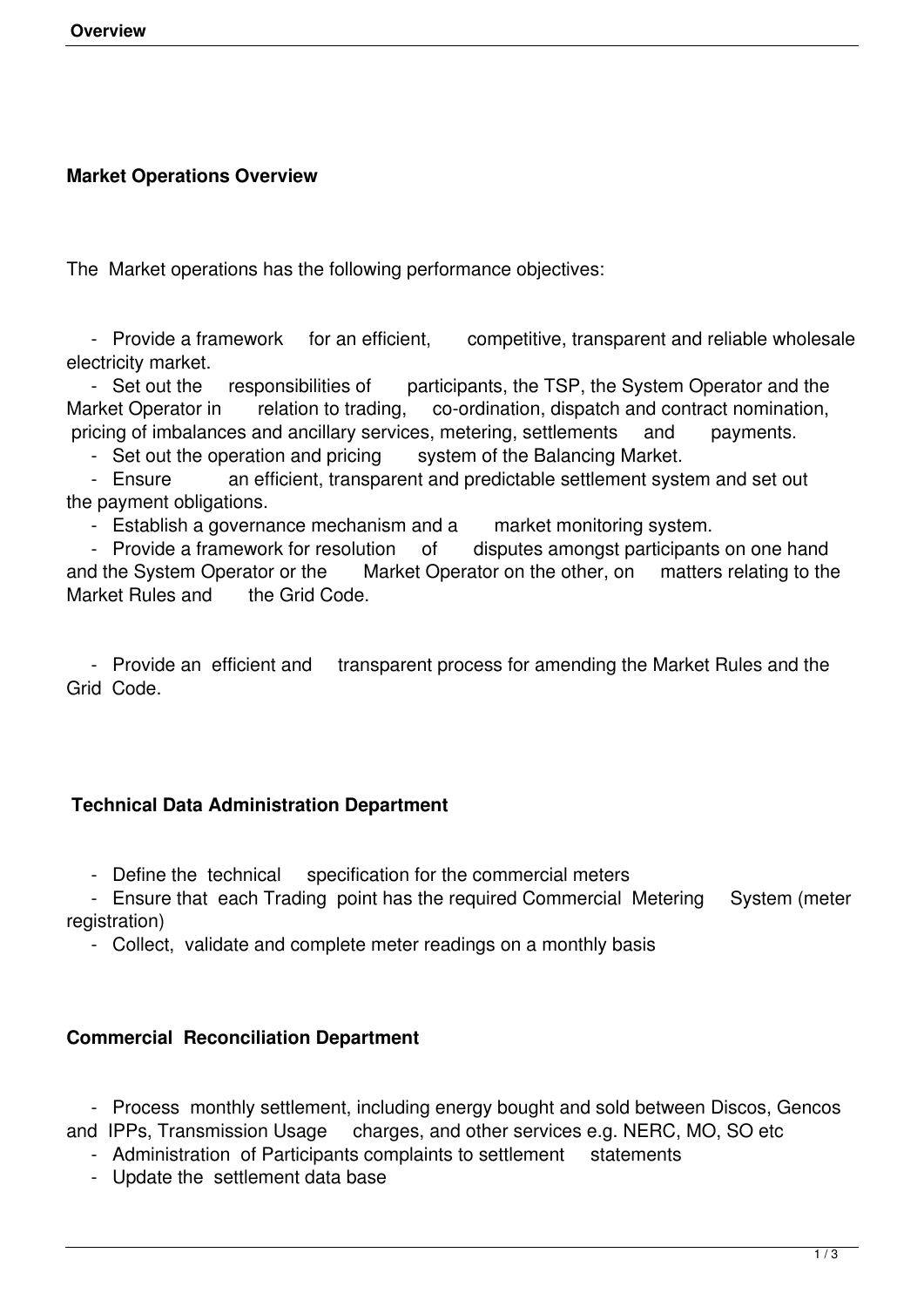## Market Operations Overview

The Market operations has the following performance objectives:

- Provide a framework for an efficient, competitive, transparent and reliable wholesale electricity market.
- Set out the responsibilities of participants, the TSP, the System Operator and the Market Operator in relation to trading, co-ordination, dispatch and contract nomination, pricing of imbalances and ancillary services, metering, settlements and payments.
- Set out the operation and pricing system of the Balancing Market.
- Ensure an efficient, transparent and predictable settlement system and set out the payment obligations.
- Establish a governance mechanism and a market monitoring system.
- Provide a framework for resolution of disputes amongst participants on one hand and the System Operator or the Market Operator on the other, on matters relating to the Market Rules and the Grid Code.

- Provide an efficient and transparent process for amending the Market Rules and the Grid Code.

## Technical Data Administration Department

- Define the technical specification for the commercial meters
- Ensure that each Trading point has the required Commercial Metering System (meter registration)
- Collect, validate and complete meter readings on a monthly basis

## Commercial Reconciliation Department

- Process monthly settlement, including energy bought and sold between Discos, Gencos and IPPs, Transmission Usage charges, and other services e.g. NERC, MO, SO etc
- Administration of Participants complaints to settlement statements
- Update the settlement data base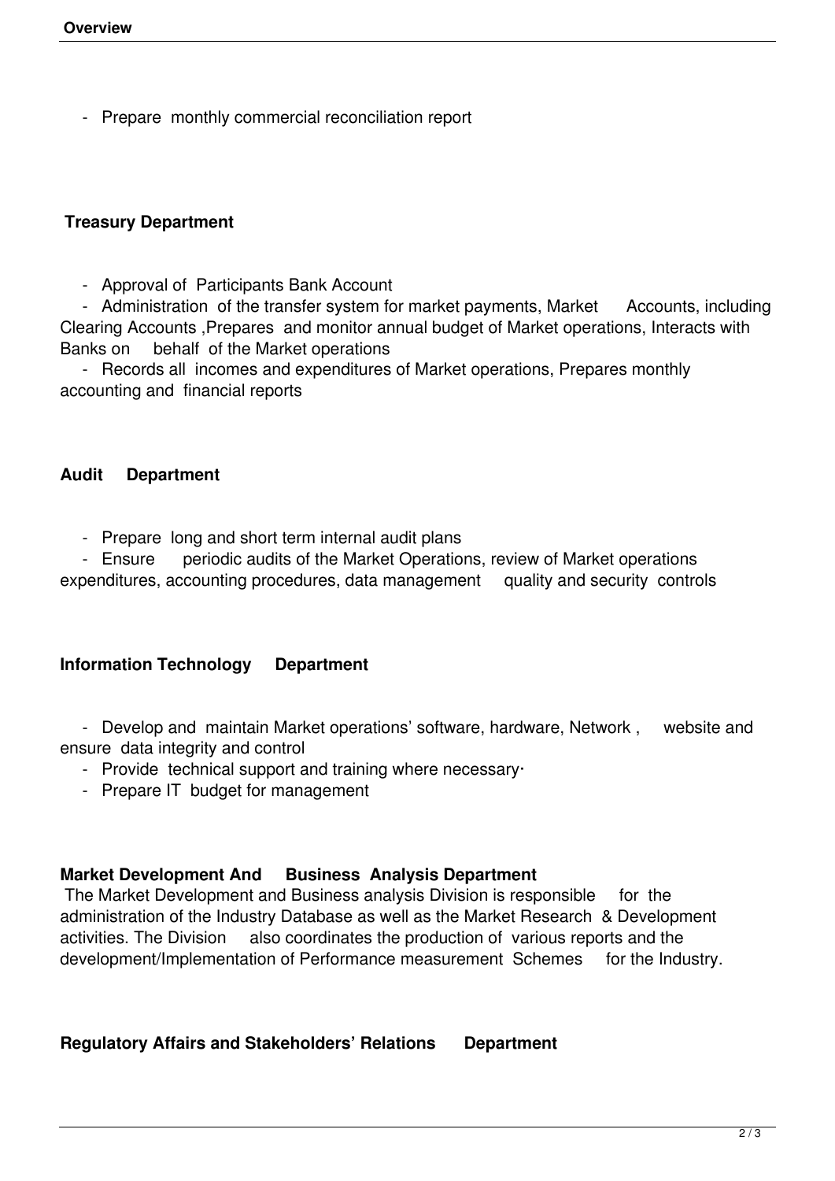- Prepare monthly commercial reconciliation report

**Treasury Department**

- Approval of Participants Bank Account
- Administration of the transfer system for market payments, Market Accounts, including Clearing Accounts ,Prepares and monitor annual budget of Market operations, Interacts with Banks on behalf of the Market operations
- Records all incomes and expenditures of Market operations, Prepares monthly accounting and financial reports

**Audit Department**

- Prepare long and short term internal audit plans
- Ensure periodic audits of the Market Operations, review of Market operations expenditures, accounting procedures, data management quality and security controls

**Information Technology Department**

- Develop and maintain Market operations' software, hardware, Network , website and ensure data integrity and control
- Provide technical support and training where necessary·
- Prepare IT budget for management

**Market Development And Business Analysis Department**

The Market Development and Business analysis Division is responsible for the administration of the Industry Database as well as the Market Research & Development activities. The Division also coordinates the production of various reports and the development/Implementation of Performance measurement Schemes for the Industry.

**Regulatory Affairs and Stakeholders' Relations Department**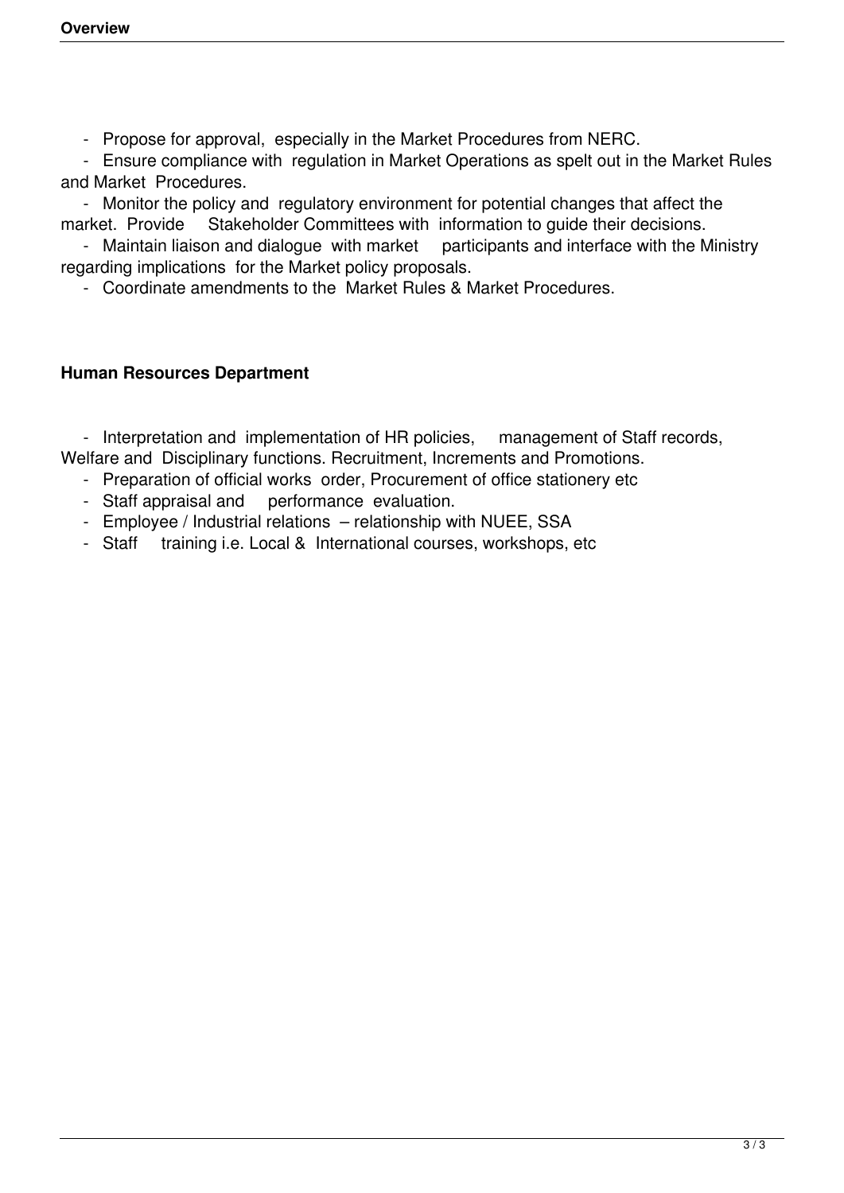- Propose for approval, especially in the Market Procedures from NERC.
- Ensure compliance with regulation in Market Operations as spelt out in the Market Rules and Market Procedures.
- Monitor the policy and regulatory environment for potential changes that affect the market. Provide Stakeholder Committees with information to guide their decisions.
- Maintain liaison and dialogue with market participants and interface with the Ministry regarding implications for the Market policy proposals.
- Coordinate amendments to the Market Rules & Market Procedures.

**Human Resources Department**

- Interpretation and implementation of HR policies, management of Staff records, Welfare and Disciplinary functions. Recruitment, Increments and Promotions.
- Preparation of official works order, Procurement of office stationery etc
- Staff appraisal and performance evaluation.
- Employee / Industrial relations – relationship with NUEE, SSA
- Staff training i.e. Local & International courses, workshops, etc